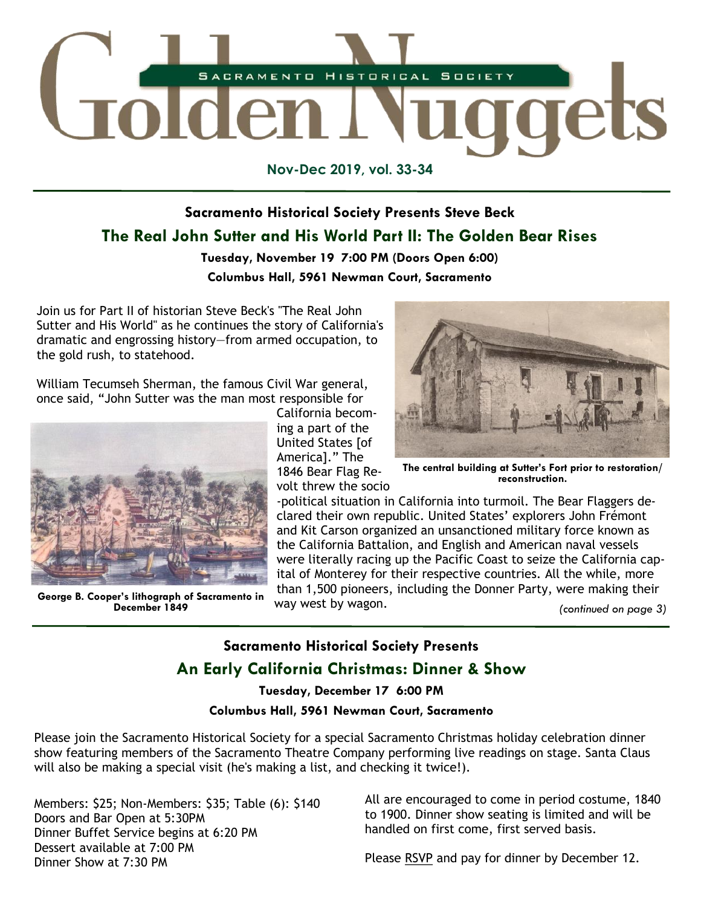# Golden Nuggets

**Sacramento Historical Society**

**Nov-Dec 2019, vol. 33-34**

---

### Sacramento Historical Society Presents Steve Beck

## The Real John Sutter and His World Part II: The Golden Bear Rises

**Tuesday, November 19 7:00 PM (Doors Open 6:00)**

**Columbus Hall, 5961 Newman Court, Sacramento**

Join us for Part II of historian Steve Beck's "The Real John Sutter and His World" as he continues the story of California's dramatic and engrossing history—from armed occupation, to the gold rush, to statehood.

William Tecumseh Sherman, the famous Civil War general, once said, "John Sutter was the man most responsible for California becoming a part of the United States [of America]." The 1846 Bear Flag Revolt threw the socio-political situation in California into turmoil. The Bear Flaggers declared their own republic. United States' explorers John Frémont and Kit Carson organized an unsanctioned military force known as the California Battalion, and English and American naval vessels were literally racing up the Pacific Coast to seize the California capital of Monterey for their respective countries. All the while, more than 1,500 pioneers, including the Donner Party, were making their way west by wagon.

**George B. Cooper's lithograph of Sacramento in December 1849**

**The central building at Sutter's Fort prior to restoration/reconstruction.**

*(continued on page 3)*

---

### Sacramento Historical Society Presents

## An Early California Christmas: Dinner & Show

**Tuesday, December 17 6:00 PM**

**Columbus Hall, 5961 Newman Court, Sacramento**

Please join the Sacramento Historical Society for a special Sacramento Christmas holiday celebration dinner show featuring members of the Sacramento Theatre Company performing live readings on stage. Santa Claus will also be making a special visit (he's making a list, and checking it twice!).

Members: $25; Non-Members: $35; Table (6): $140
Doors and Bar Open at 5:30PM
Dinner Buffet Service begins at 6:20 PM
Dessert available at 7:00 PM
Dinner Show at 7:30 PM

All are encouraged to come in period costume, 1840 to 1900. Dinner show seating is limited and will be handled on first come, first served basis.

Please RSVP and pay for dinner by December 12.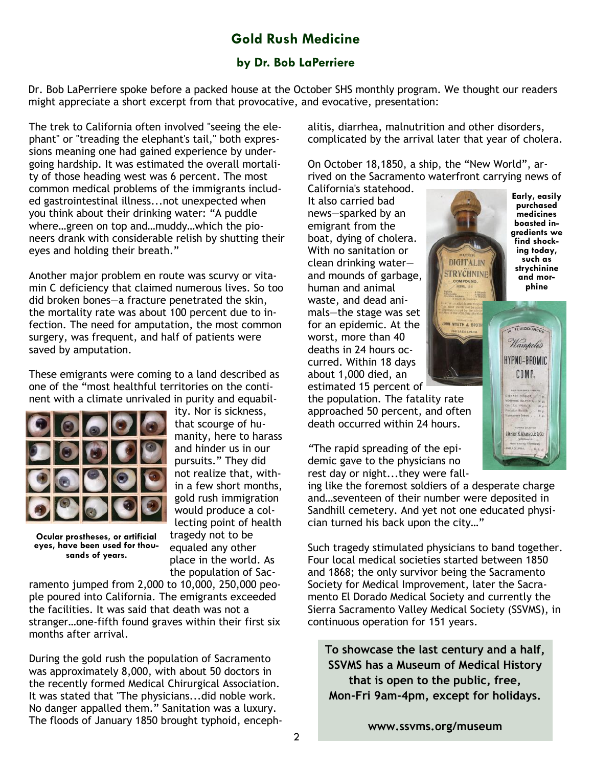# Gold Rush Medicine

## by Dr. Bob LaPerriere

Dr. Bob LaPerriere spoke before a packed house at the October SHS monthly program. We thought our readers might appreciate a short excerpt from that provocative, and evocative, presentation:

The trek to California often involved "seeing the elephant" or "treading the elephant's tail," both expressions meaning one had gained experience by undergoing hardship. It was estimated the overall mortality of those heading west was 6 percent. The most common medical problems of the immigrants included gastrointestinal illness...not unexpected when you think about their drinking water: "A puddle where…green on top and…muddy…which the pioneers drank with considerable relish by shutting their eyes and holding their breath."

Another major problem en route was scurvy or vitamin C deficiency that claimed numerous lives. So too did broken bones—a fracture penetrated the skin, the mortality rate was about 100 percent due to infection. The need for amputation, the most common surgery, was frequent, and half of patients were saved by amputation.

These emigrants were coming to a land described as one of the "most healthful territories on the continent with a climate unrivaled in purity and equability. Nor is sickness, that scourge of humanity, here to harass and hinder us in our pursuits." They did not realize that, within a few short months, gold rush immigration would produce a collecting point of health tragedy not to be equaled any other place in the world. As the population of Sacramento jumped from 2,000 to 10,000, 250,000 people poured into California. The emigrants exceeded the facilities. It was said that death was not a stranger…one-fifth found graves within their first six months after arrival.

**Ocular prostheses, or artificial eyes, have been used for thousands of years.**

During the gold rush the population of Sacramento was approximately 8,000, with about 50 doctors in the recently formed Medical Chirurgical Association. It was stated that "The physicians...did noble work. No danger appalled them." Sanitation was a luxury. The floods of January 1850 brought typhoid, encephalitis, diarrhea, malnutrition and other disorders, complicated by the arrival later that year of cholera.

On October 18,1850, a ship, the "New World", arrived on the Sacramento waterfront carrying news of California's statehood. It also carried bad news—sparked by an emigrant from the boat, dying of cholera. With no sanitation or clean drinking water—and mounds of garbage, human and animal waste, and dead animals—the stage was set for an epidemic. At the worst, more than 40 deaths in 24 hours occurred. Within 18 days about 1,000 died, an estimated 15 percent of the population. The fatality rate approached 50 percent, and often death occurred within 24 hours.

**Early, easily purchased medicines boasted ingredients we find shocking today, such as strychinine and morphine**

"The rapid spreading of the epidemic gave to the physicians no rest day or night...they were falling like the foremost soldiers of a desperate charge and…seventeen of their number were deposited in Sandhill cemetery. And yet not one educated physician turned his back upon the city…"

Such tragedy stimulated physicians to band together. Four local medical societies started between 1850 and 1868; the only survivor being the Sacramento Society for Medical Improvement, later the Sacramento El Dorado Medical Society and currently the Sierra Sacramento Valley Medical Society (SSVMS), in continuous operation for 151 years.

**To showcase the last century and a half, SSVMS has a Museum of Medical History that is open to the public, free, Mon-Fri 9am-4pm, except for holidays.**

**www.ssvms.org/museum**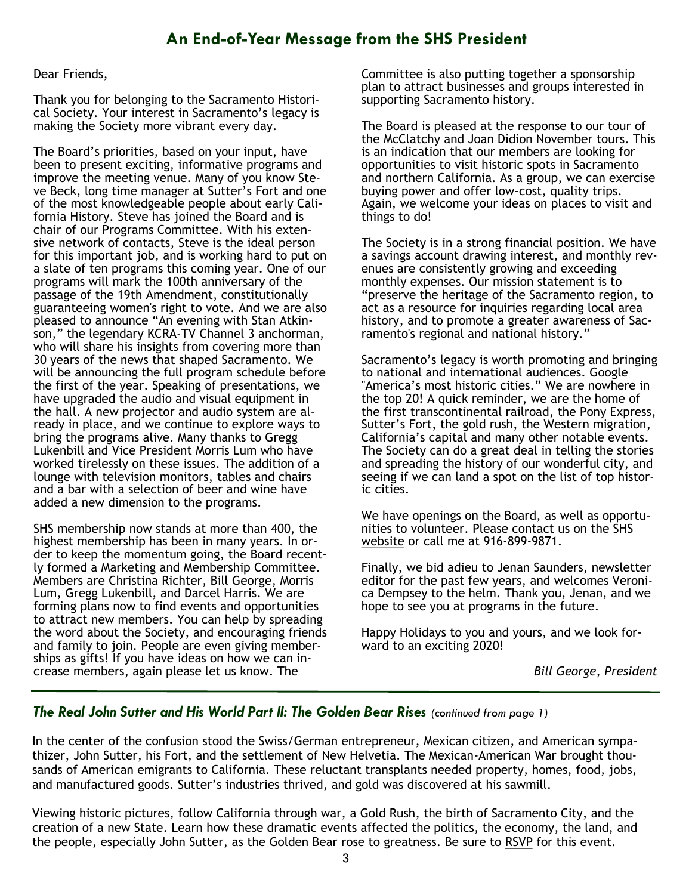## An End-of-Year Message from the SHS President

Dear Friends,

Thank you for belonging to the Sacramento Historical Society. Your interest in Sacramento's legacy is making the Society more vibrant every day.

The Board's priorities, based on your input, have been to present exciting, informative programs and improve the meeting venue. Many of you know Steve Beck, long time manager at Sutter's Fort and one of the most knowledgeable people about early California History. Steve has joined the Board and is chair of our Programs Committee. With his extensive network of contacts, Steve is the ideal person for this important job, and is working hard to put on a slate of ten programs this coming year. One of our programs will mark the 100th anniversary of the passage of the 19th Amendment, constitutionally guaranteeing women's right to vote. And we are also pleased to announce "An evening with Stan Atkinson," the legendary KCRA-TV Channel 3 anchorman, who will share his insights from covering more than 30 years of the news that shaped Sacramento. We will be announcing the full program schedule before the first of the year. Speaking of presentations, we have upgraded the audio and visual equipment in the hall. A new projector and audio system are already in place, and we continue to explore ways to bring the programs alive. Many thanks to Gregg Lukenbill and Vice President Morris Lum who have worked tirelessly on these issues. The addition of a lounge with television monitors, tables and chairs and a bar with a selection of beer and wine have added a new dimension to the programs.

SHS membership now stands at more than 400, the highest membership has been in many years. In order to keep the momentum going, the Board recently formed a Marketing and Membership Committee. Members are Christina Richter, Bill George, Morris Lum, Gregg Lukenbill, and Darcel Harris. We are forming plans now to find events and opportunities to attract new members. You can help by spreading the word about the Society, and encouraging friends and family to join. People are even giving memberships as gifts! If you have ideas on how we can increase members, again please let us know. The Committee is also putting together a sponsorship plan to attract businesses and groups interested in supporting Sacramento history.

The Board is pleased at the response to our tour of the McClatchy and Joan Didion November tours. This is an indication that our members are looking for opportunities to visit historic spots in Sacramento and northern California. As a group, we can exercise buying power and offer low-cost, quality trips. Again, we welcome your ideas on places to visit and things to do!

The Society is in a strong financial position. We have a savings account drawing interest, and monthly revenues are consistently growing and exceeding monthly expenses. Our mission statement is to "preserve the heritage of the Sacramento region, to act as a resource for inquiries regarding local area history, and to promote a greater awareness of Sacramento's regional and national history."

Sacramento's legacy is worth promoting and bringing to national and international audiences. Google "America's most historic cities." We are nowhere in the top 20! A quick reminder, we are the home of the first transcontinental railroad, the Pony Express, Sutter's Fort, the gold rush, the Western migration, California's capital and many other notable events. The Society can do a great deal in telling the stories and spreading the history of our wonderful city, and seeing if we can land a spot on the list of top historic cities.

We have openings on the Board, as well as opportunities to volunteer. Please contact us on the SHS website or call me at 916-899-9871.

Finally, we bid adieu to Jenan Saunders, newsletter editor for the past few years, and welcomes Veronica Dempsey to the helm. Thank you, Jenan, and we hope to see you at programs in the future.

Happy Holidays to you and yours, and we look forward to an exciting 2020!

*Bill George, President*

---

### *The Real John Sutter and His World Part II: The Golden Bear Rises* *(continued from page 1)*

In the center of the confusion stood the Swiss/German entrepreneur, Mexican citizen, and American sympathizer, John Sutter, his Fort, and the settlement of New Helvetia. The Mexican-American War brought thousands of American emigrants to California. These reluctant transplants needed property, homes, food, jobs, and manufactured goods. Sutter's industries thrived, and gold was discovered at his sawmill.

Viewing historic pictures, follow California through war, a Gold Rush, the birth of Sacramento City, and the creation of a new State. Learn how these dramatic events affected the politics, the economy, the land, and the people, especially John Sutter, as the Golden Bear rose to greatness. Be sure to RSVP for this event.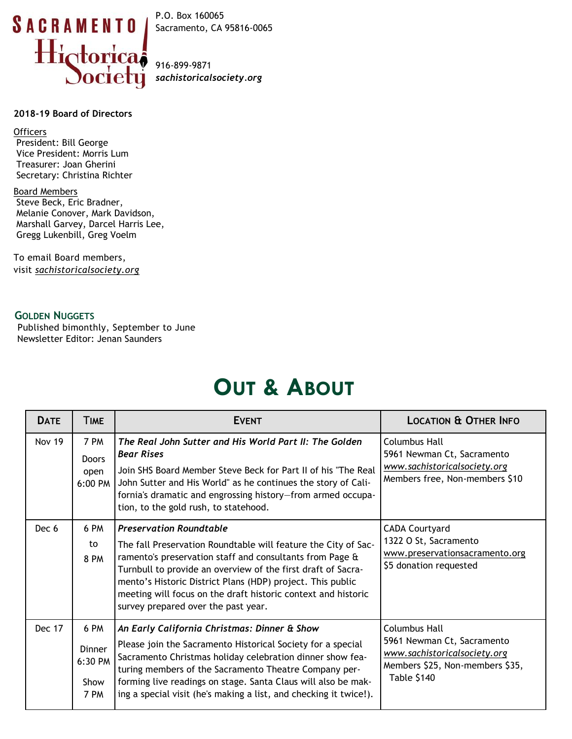Sacramento Historical Society

P.O. Box 160065
Sacramento, CA 95816-0065

916-899-9871
*sachistoricalsociety.org*

**2018-19 Board of Directors**

Officers
President: Bill George
Vice President: Morris Lum
Treasurer: Joan Gherini
Secretary: Christina Richter

Board Members
Steve Beck, Eric Bradner,
Melanie Conover, Mark Davidson,
Marshall Garvey, Darcel Harris Lee,
Gregg Lukenbill, Greg Voelm

To email Board members,
visit *sachistoricalsociety.org*

**Golden Nuggets**
Published bimonthly, September to June
Newsletter Editor: Jenan Saunders

# Out & About

| Date | Time | Event | Location & Other Info |
|---|---|---|---|
| Nov 19 | 7 PM<br>Doors open 6:00 PM | ***The Real John Sutter and His World Part II: The Golden Bear Rises***<br>Join SHS Board Member Steve Beck for Part II of his "The Real John Sutter and His World" as he continues the story of California's dramatic and engrossing history—from armed occupation, to the gold rush, to statehood. | Columbus Hall<br>5961 Newman Ct, Sacramento<br>*www.sachistoricalsociety.org*<br>Members free, Non-members $10 |
| Dec 6 | 6 PM to 8 PM | ***Preservation Roundtable***<br>The fall Preservation Roundtable will feature the City of Sacramento's preservation staff and consultants from Page & Turnbull to provide an overview of the first draft of Sacramento's Historic District Plans (HDP) project. This public meeting will focus on the draft historic context and historic survey prepared over the past year. | CADA Courtyard<br>1322 O St, Sacramento<br>www.preservationsacramento.org<br>$5 donation requested |
| Dec 17 | 6 PM<br>Dinner 6:30 PM<br>Show 7 PM | ***An Early California Christmas: Dinner & Show***<br>Please join the Sacramento Historical Society for a special Sacramento Christmas holiday celebration dinner show featuring members of the Sacramento Theatre Company performing live readings on stage. Santa Claus will also be making a special visit (he's making a list, and checking it twice!). | Columbus Hall<br>5961 Newman Ct, Sacramento<br>*www.sachistoricalsociety.org*<br>Members $25, Non-members $35, Table $140 |